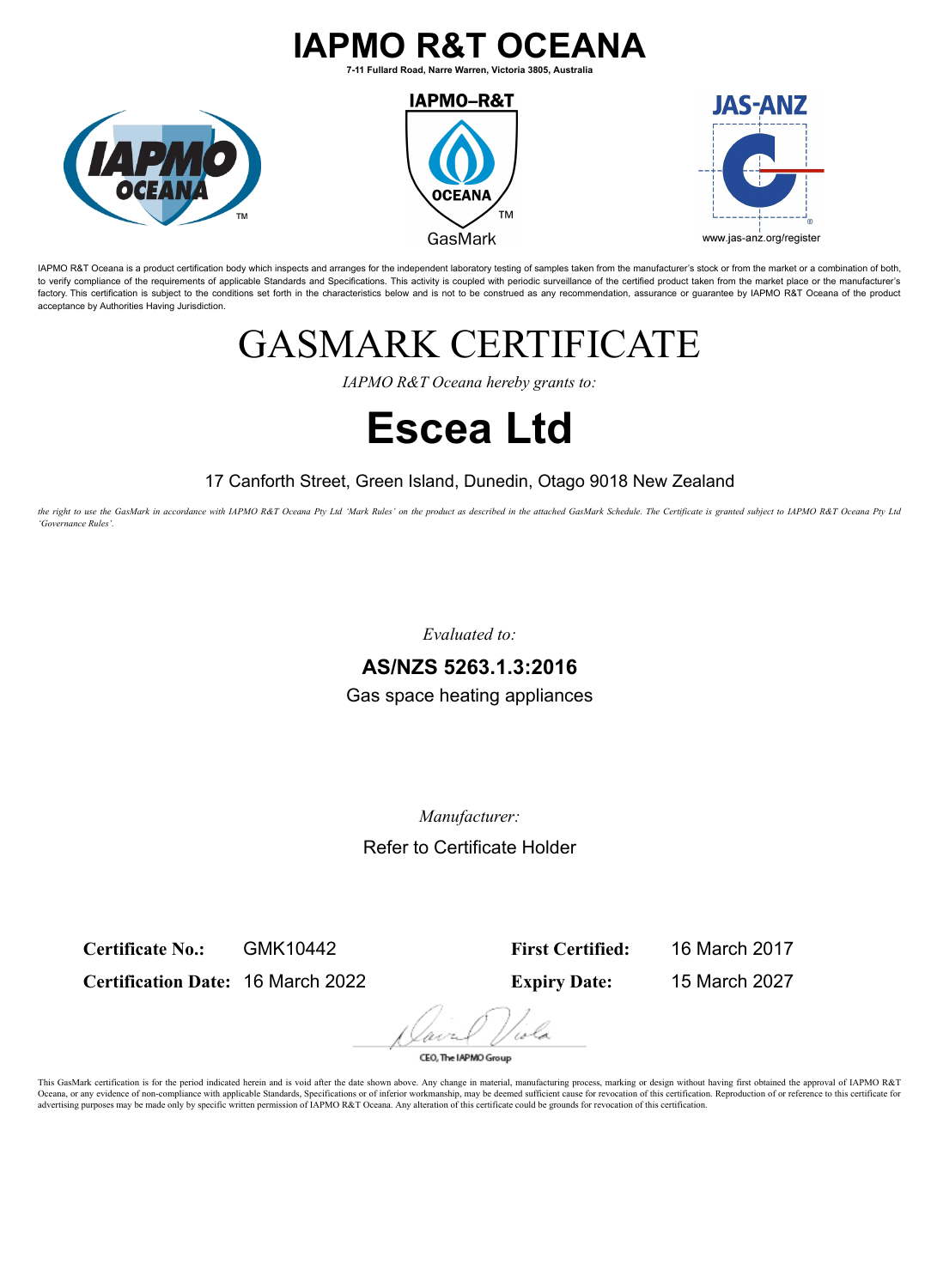# IAPMO R&T OCEANA

**7-11 Fullard Road, Narre Warren, Victoria 3805, Australia**

IAPMO–R&T

OCEANA

GasMark

JAS-ANZ

www.jas-anz.org/register

IAPMO R&T Oceana is a product certification body which inspects and arranges for the independent laboratory testing of samples taken from the manufacturer's stock or from the market or a combination of both, to verify compliance of the requirements of applicable Standards and Specifications. This activity is coupled with periodic surveillance of the certified product taken from the market place or the manufacturer's factory. This certification is subject to the conditions set forth in the characteristics below and is not to be construed as any recommendation, assurance or guarantee by IAPMO R&T Oceana of the product acceptance by Authorities Having Jurisdiction.

# GASMARK CERTIFICATE

*IAPMO R&T Oceana hereby grants to:*

# Escea Ltd

17 Canforth Street, Green Island, Dunedin, Otago 9018 New Zealand

*the right to use the GasMark in accordance with IAPMO R&T Oceana Pty Ltd 'Mark Rules' on the product as described in the attached GasMark Schedule. The Certificate is granted subject to IAPMO R&T Oceana Pty Ltd 'Governance Rules'.*

*Evaluated to:*

**AS/NZS 5263.1.3:2016**

Gas space heating appliances

*Manufacturer:*

Refer to Certificate Holder

**Certificate No.:** GMK10442

**Certification Date:** 16 March 2022

**First Certified:** 16 March 2017

**Expiry Date:** 15 March 2027

CEO, The IAPMO Group

This GasMark certification is for the period indicated herein and is void after the date shown above. Any change in material, manufacturing process, marking or design without having first obtained the approval of IAPMO R&T Oceana, or any evidence of non-compliance with applicable Standards, Specifications or of inferior workmanship, may be deemed sufficient cause for revocation of this certification. Reproduction of or reference to this certificate for advertising purposes may be made only by specific written permission of IAPMO R&T Oceana. Any alteration of this certificate could be grounds for revocation of this certification.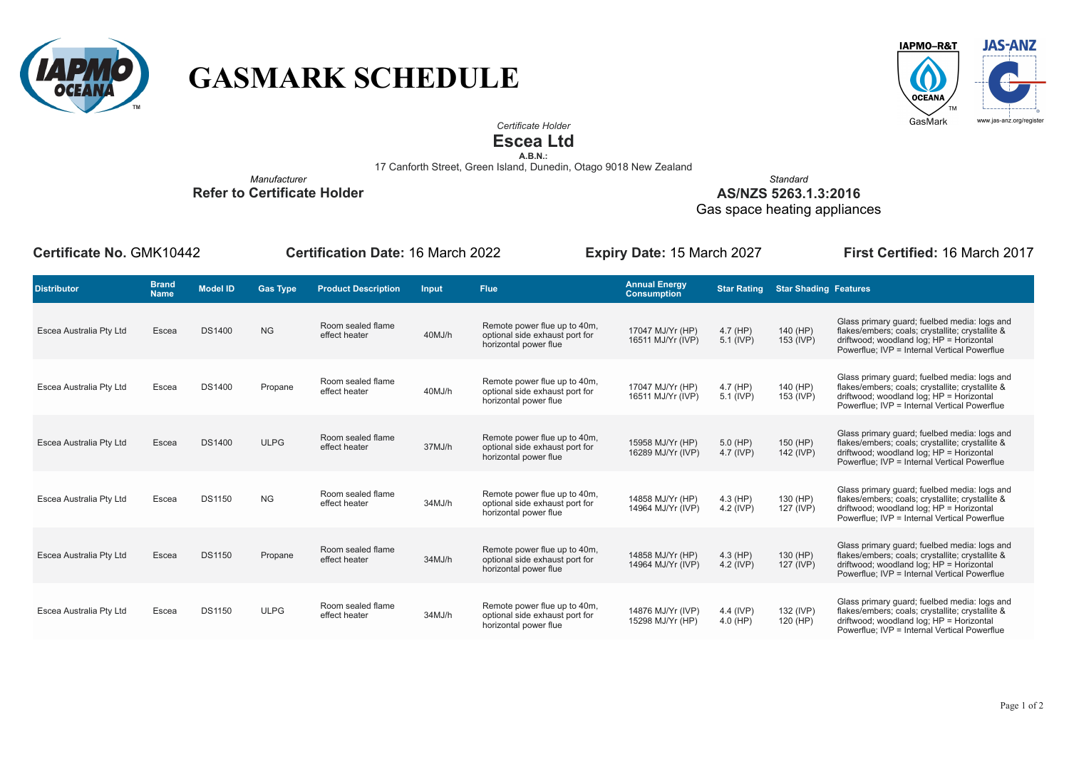# GASMARK SCHEDULE

*Certificate Holder*

**Escea Ltd**

**A.B.N.:**

17 Canforth Street, Green Island, Dunedin, Otago 9018 New Zealand

*Manufacturer*

**Refer to Certificate Holder**

*Standard*

**AS/NZS 5263.1.3:2016**

Gas space heating appliances

**Certificate No.** GMK10442 **Certification Date:** 16 March 2022 **Expiry Date:** 15 March 2027 **First Certified:** 16 March 2017

| Distributor | Brand Name | Model ID | Gas Type | Product Description | Input | Flue | Annual Energy Consumption | Star Rating | Star Shading | Features |
|---|---|---|---|---|---|---|---|---|---|---|
| Escea Australia Pty Ltd | Escea | DS1400 | NG | Room sealed flame effect heater | 40MJ/h | Remote power flue up to 40m, optional side exhaust port for horizontal power flue | 17047 MJ/Yr (HP) 16511 MJ/Yr (IVP) | 4.7 (HP) 5.1 (IVP) | 140 (HP) 153 (IVP) | Glass primary guard; fuelbed media: logs and flakes/embers; coals; crystallite; crystallite & driftwood; woodland log; HP = Horizontal Powerflue; IVP = Internal Vertical Powerflue |
| Escea Australia Pty Ltd | Escea | DS1400 | Propane | Room sealed flame effect heater | 40MJ/h | Remote power flue up to 40m, optional side exhaust port for horizontal power flue | 17047 MJ/Yr (HP) 16511 MJ/Yr (IVP) | 4.7 (HP) 5.1 (IVP) | 140 (HP) 153 (IVP) | Glass primary guard; fuelbed media: logs and flakes/embers; coals; crystallite; crystallite & driftwood; woodland log; HP = Horizontal Powerflue; IVP = Internal Vertical Powerflue |
| Escea Australia Pty Ltd | Escea | DS1400 | ULPG | Room sealed flame effect heater | 37MJ/h | Remote power flue up to 40m, optional side exhaust port for horizontal power flue | 15958 MJ/Yr (HP) 16289 MJ/Yr (IVP) | 5.0 (HP) 4.7 (IVP) | 150 (HP) 142 (IVP) | Glass primary guard; fuelbed media: logs and flakes/embers; coals; crystallite; crystallite & driftwood; woodland log; HP = Horizontal Powerflue; IVP = Internal Vertical Powerflue |
| Escea Australia Pty Ltd | Escea | DS1150 | NG | Room sealed flame effect heater | 34MJ/h | Remote power flue up to 40m, optional side exhaust port for horizontal power flue | 14858 MJ/Yr (HP) 14964 MJ/Yr (IVP) | 4.3 (HP) 4.2 (IVP) | 130 (HP) 127 (IVP) | Glass primary guard; fuelbed media: logs and flakes/embers; coals; crystallite; crystallite & driftwood; woodland log; HP = Horizontal Powerflue; IVP = Internal Vertical Powerflue |
| Escea Australia Pty Ltd | Escea | DS1150 | Propane | Room sealed flame effect heater | 34MJ/h | Remote power flue up to 40m, optional side exhaust port for horizontal power flue | 14858 MJ/Yr (HP) 14964 MJ/Yr (IVP) | 4.3 (HP) 4.2 (IVP) | 130 (HP) 127 (IVP) | Glass primary guard; fuelbed media: logs and flakes/embers; coals; crystallite; crystallite & driftwood; woodland log; HP = Horizontal Powerflue; IVP = Internal Vertical Powerflue |
| Escea Australia Pty Ltd | Escea | DS1150 | ULPG | Room sealed flame effect heater | 34MJ/h | Remote power flue up to 40m, optional side exhaust port for horizontal power flue | 14876 MJ/Yr (IVP) 15298 MJ/Yr (HP) | 4.4 (IVP) 4.0 (HP) | 132 (IVP) 120 (HP) | Glass primary guard; fuelbed media: logs and flakes/embers; coals; crystallite; crystallite & driftwood; woodland log; HP = Horizontal Powerflue; IVP = Internal Vertical Powerflue |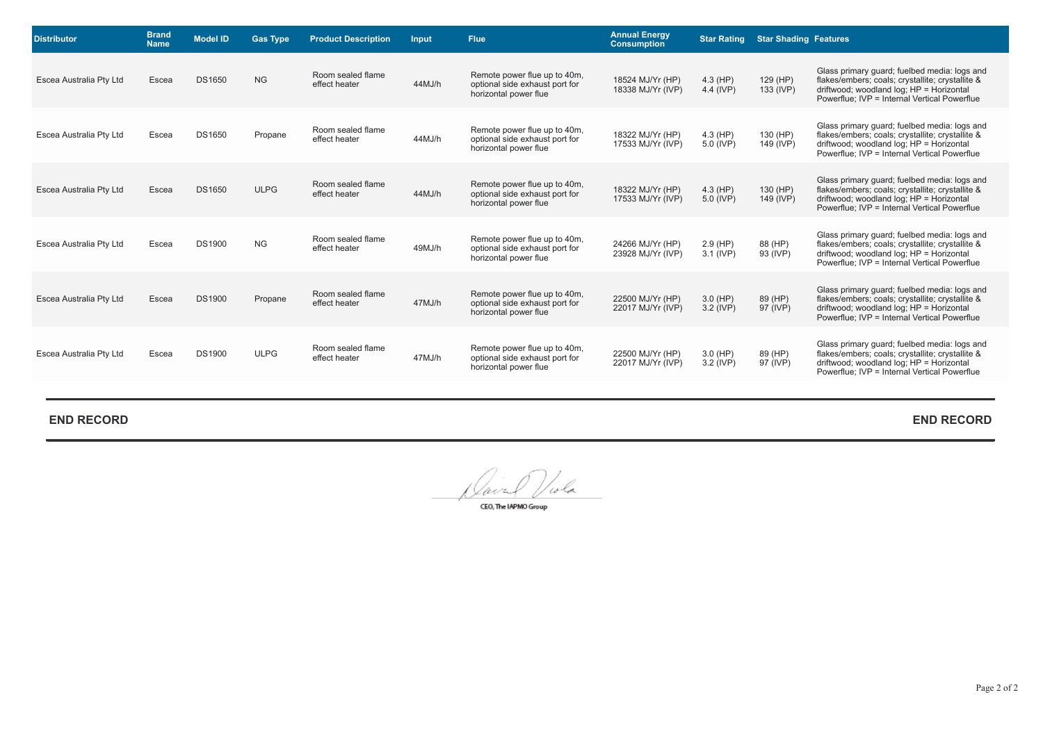| Distributor | Brand Name | Model ID | Gas Type | Product Description | Input | Flue | Annual Energy Consumption | Star Rating | Star Shading | Features |
|---|---|---|---|---|---|---|---|---|---|---|
| Escea Australia Pty Ltd | Escea | DS1650 | NG | Room sealed flame effect heater | 44MJ/h | Remote power flue up to 40m, optional side exhaust port for horizontal power flue | 18524 MJ/Yr (HP) 18338 MJ/Yr (IVP) | 4.3 (HP) 4.4 (IVP) | 129 (HP) 133 (IVP) | Glass primary guard; fuelbed media: logs and flakes/embers; coals; crystallite; crystallite & driftwood; woodland log; HP = Horizontal Powerflue; IVP = Internal Vertical Powerflue |
| Escea Australia Pty Ltd | Escea | DS1650 | Propane | Room sealed flame effect heater | 44MJ/h | Remote power flue up to 40m, optional side exhaust port for horizontal power flue | 18322 MJ/Yr (HP) 17533 MJ/Yr (IVP) | 4.3 (HP) 5.0 (IVP) | 130 (HP) 149 (IVP) | Glass primary guard; fuelbed media: logs and flakes/embers; coals; crystallite; crystallite & driftwood; woodland log; HP = Horizontal Powerflue; IVP = Internal Vertical Powerflue |
| Escea Australia Pty Ltd | Escea | DS1650 | ULPG | Room sealed flame effect heater | 44MJ/h | Remote power flue up to 40m, optional side exhaust port for horizontal power flue | 18322 MJ/Yr (HP) 17533 MJ/Yr (IVP) | 4.3 (HP) 5.0 (IVP) | 130 (HP) 149 (IVP) | Glass primary guard; fuelbed media: logs and flakes/embers; coals; crystallite; crystallite & driftwood; woodland log; HP = Horizontal Powerflue; IVP = Internal Vertical Powerflue |
| Escea Australia Pty Ltd | Escea | DS1900 | NG | Room sealed flame effect heater | 49MJ/h | Remote power flue up to 40m, optional side exhaust port for horizontal power flue | 24266 MJ/Yr (HP) 23928 MJ/Yr (IVP) | 2.9 (HP) 3.1 (IVP) | 88 (HP) 93 (IVP) | Glass primary guard; fuelbed media: logs and flakes/embers; coals; crystallite; crystallite & driftwood; woodland log; HP = Horizontal Powerflue; IVP = Internal Vertical Powerflue |
| Escea Australia Pty Ltd | Escea | DS1900 | Propane | Room sealed flame effect heater | 47MJ/h | Remote power flue up to 40m, optional side exhaust port for horizontal power flue | 22500 MJ/Yr (HP) 22017 MJ/Yr (IVP) | 3.0 (HP) 3.2 (IVP) | 89 (HP) 97 (IVP) | Glass primary guard; fuelbed media: logs and flakes/embers; coals; crystallite; crystallite & driftwood; woodland log; HP = Horizontal Powerflue; IVP = Internal Vertical Powerflue |
| Escea Australia Pty Ltd | Escea | DS1900 | ULPG | Room sealed flame effect heater | 47MJ/h | Remote power flue up to 40m, optional side exhaust port for horizontal power flue | 22500 MJ/Yr (HP) 22017 MJ/Yr (IVP) | 3.0 (HP) 3.2 (IVP) | 89 (HP) 97 (IVP) | Glass primary guard; fuelbed media: logs and flakes/embers; coals; crystallite; crystallite & driftwood; woodland log; HP = Horizontal Powerflue; IVP = Internal Vertical Powerflue |

**END RECORD** **END RECORD**

David Viola

CEO, The IAPMO Group